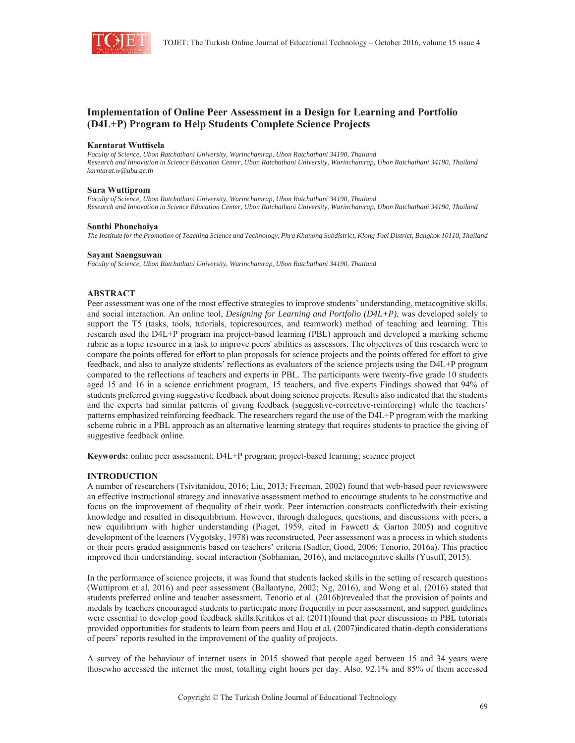# Implementation of Online Peer Assessment in a Design for Learning and Portfolio (D4L+P) Program to Help Students Complete Science Projects

**Karntarat Wuttisela**
*Faculty of Science, Ubon Ratchathani University, Warinchamrap, Ubon Ratchathani 34190, Thailand*
*Research and Innovation in Science Education Center, Ubon Ratchathani University, Warinchamrap, Ubon Ratchathani 34190, Thailand*
*karntarat.w@ubu.ac.th*

**Sura Wuttiprom**
*Faculty of Science, Ubon Ratchathani University, Warinchamrap, Ubon Ratchathani 34190, Thailand*
*Research and Innovation in Science Education Center, Ubon Ratchathani University, Warinchamrap, Ubon Ratchathani 34190, Thailand*

**Sonthi Phonchaiya**
*The Institute for the Promotion of Teaching Science and Technology, Phra Khanong Subdistrict, Klong Toei District, Bangkok 10110, Thailand*

**Sayant Saengsuwan**
*Faculty of Science, Ubon Ratchathani University, Warinchamrap, Ubon Ratchathani 34190, Thailand*

## ABSTRACT

Peer assessment was one of the most effective strategies to improve students' understanding, metacognitive skills, and social interaction. An online tool, *Designing for Learning and Portfolio (D4L+P)*, was developed solely to support the T5 (tasks, tools, tutorials, topicresources, and teamwork) method of teaching and learning. This research used the D4L+P program ina project-based learning (PBL) approach and developed a marking scheme rubric as a topic resource in a task to improve peers' abilities as assessors. The objectives of this research were to compare the points offered for effort to plan proposals for science projects and the points offered for effort to give feedback, and also to analyze students' reflections as evaluators of the science projects using the D4L+P program compared to the reflections of teachers and experts in PBL. The participants were twenty-five grade 10 students aged 15 and 16 in a science enrichment program, 15 teachers, and five experts Findings showed that 94% of students preferred giving suggestive feedback about doing science projects. Results also indicated that the students and the experts had similar patterns of giving feedback (suggestive-corrective-reinforcing) while the teachers' patterns emphasized reinforcing feedback. The researchers regard the use of the D4L+P program with the marking scheme rubric in a PBL approach as an alternative learning strategy that requires students to practice the giving of suggestive feedback online.

**Keywords:** online peer assessment; D4L+P program; project-based learning; science project

## INTRODUCTION

A number of researchers (Tsivitanidou, 2016; Liu, 2013; Freeman, 2002) found that web-based peer reviewswere an effective instructional strategy and innovative assessment method to encourage students to be constructive and focus on the improvement of thequality of their work. Peer interaction constructs conflictedwith their existing knowledge and resulted in disequilibrium. However, through dialogues, questions, and discussions with peers, a new equilibrium with higher understanding (Piaget, 1959, cited in Fawcett & Garton 2005) and cognitive development of the learners (Vygotsky, 1978) was reconstructed. Peer assessment was a process in which students or their peers graded assignments based on teachers' criteria (Sadler, Good, 2006; Tenorio, 2016a). This practice improved their understanding, social interaction (Sobhanian, 2016), and metacognitive skills (Yusuff, 2015).

In the performance of science projects, it was found that students lacked skills in the setting of research questions (Wuttiprom et al, 2016) and peer assessment (Ballantyne, 2002; Ng, 2016), and Wong et al. (2016) stated that students preferred online and teacher assessment. Tenorio et al. (2016b)revealed that the provision of points and medals by teachers encouraged students to participate more frequently in peer assessment, and support guidelines were essential to develop good feedback skills.Kritikos et al. (2011)found that peer discussions in PBL tutorials provided opportunities for students to learn from peers and Hou et al. (2007)indicated thatin-depth considerations of peers' reports resulted in the improvement of the quality of projects.

A survey of the behaviour of internet users in 2015 showed that people aged between 15 and 34 years were thosewho accessed the internet the most, totalling eight hours per day. Also, 92.1% and 85% of them accessed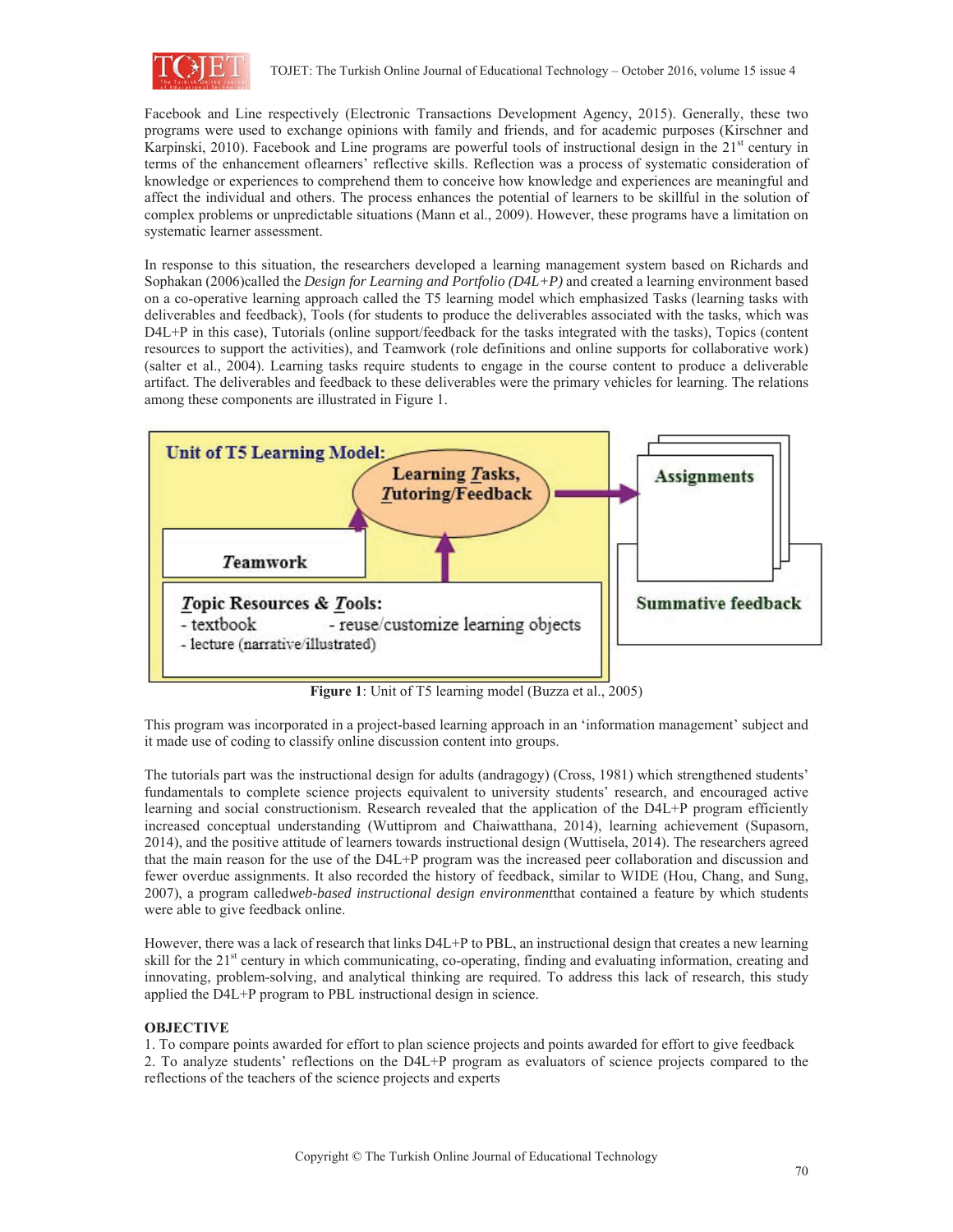Facebook and Line respectively (Electronic Transactions Development Agency, 2015). Generally, these two programs were used to exchange opinions with family and friends, and for academic purposes (Kirschner and Karpinski, 2010). Facebook and Line programs are powerful tools of instructional design in the 21st century in terms of the enhancement oflearners' reflective skills. Reflection was a process of systematic consideration of knowledge or experiences to comprehend them to conceive how knowledge and experiences are meaningful and affect the individual and others. The process enhances the potential of learners to be skillful in the solution of complex problems or unpredictable situations (Mann et al., 2009). However, these programs have a limitation on systematic learner assessment.

In response to this situation, the researchers developed a learning management system based on Richards and Sophakan (2006)called the *Design for Learning and Portfolio (D4L+P)* and created a learning environment based on a co-operative learning approach called the T5 learning model which emphasized Tasks (learning tasks with deliverables and feedback), Tools (for students to produce the deliverables associated with the tasks, which was D4L+P in this case), Tutorials (online support/feedback for the tasks integrated with the tasks), Topics (content resources to support the activities), and Teamwork (role definitions and online supports for collaborative work) (salter et al., 2004). Learning tasks require students to engage in the course content to produce a deliverable artifact. The deliverables and feedback to these deliverables were the primary vehicles for learning. The relations among these components are illustrated in Figure 1.

Unit of T5 Learning Model:

Learning Tasks, Tutoring/Feedback

Teamwork

Topic Resources & Tools:
- textbook
- reuse/customize learning objects
- lecture (narrative/illustrated)

Assignments

Summative feedback

**Figure 1**: Unit of T5 learning model (Buzza et al., 2005)

This program was incorporated in a project-based learning approach in an 'information management' subject and it made use of coding to classify online discussion content into groups.

The tutorials part was the instructional design for adults (andragogy) (Cross, 1981) which strengthened students' fundamentals to complete science projects equivalent to university students' research, and encouraged active learning and social constructionism. Research revealed that the application of the D4L+P program efficiently increased conceptual understanding (Wuttiprom and Chaiwatthana, 2014), learning achievement (Supasorn, 2014), and the positive attitude of learners towards instructional design (Wuttisela, 2014). The researchers agreed that the main reason for the use of the D4L+P program was the increased peer collaboration and discussion and fewer overdue assignments. It also recorded the history of feedback, similar to WIDE (Hou, Chang, and Sung, 2007), a program called*web-based instructional design environment*that contained a feature by which students were able to give feedback online.

However, there was a lack of research that links D4L+P to PBL, an instructional design that creates a new learning skill for the 21st century in which communicating, co-operating, finding and evaluating information, creating and innovating, problem-solving, and analytical thinking are required. To address this lack of research, this study applied the D4L+P program to PBL instructional design in science.

## OBJECTIVE

1. To compare points awarded for effort to plan science projects and points awarded for effort to give feedback
2. To analyze students' reflections on the D4L+P program as evaluators of science projects compared to the reflections of the teachers of the science projects and experts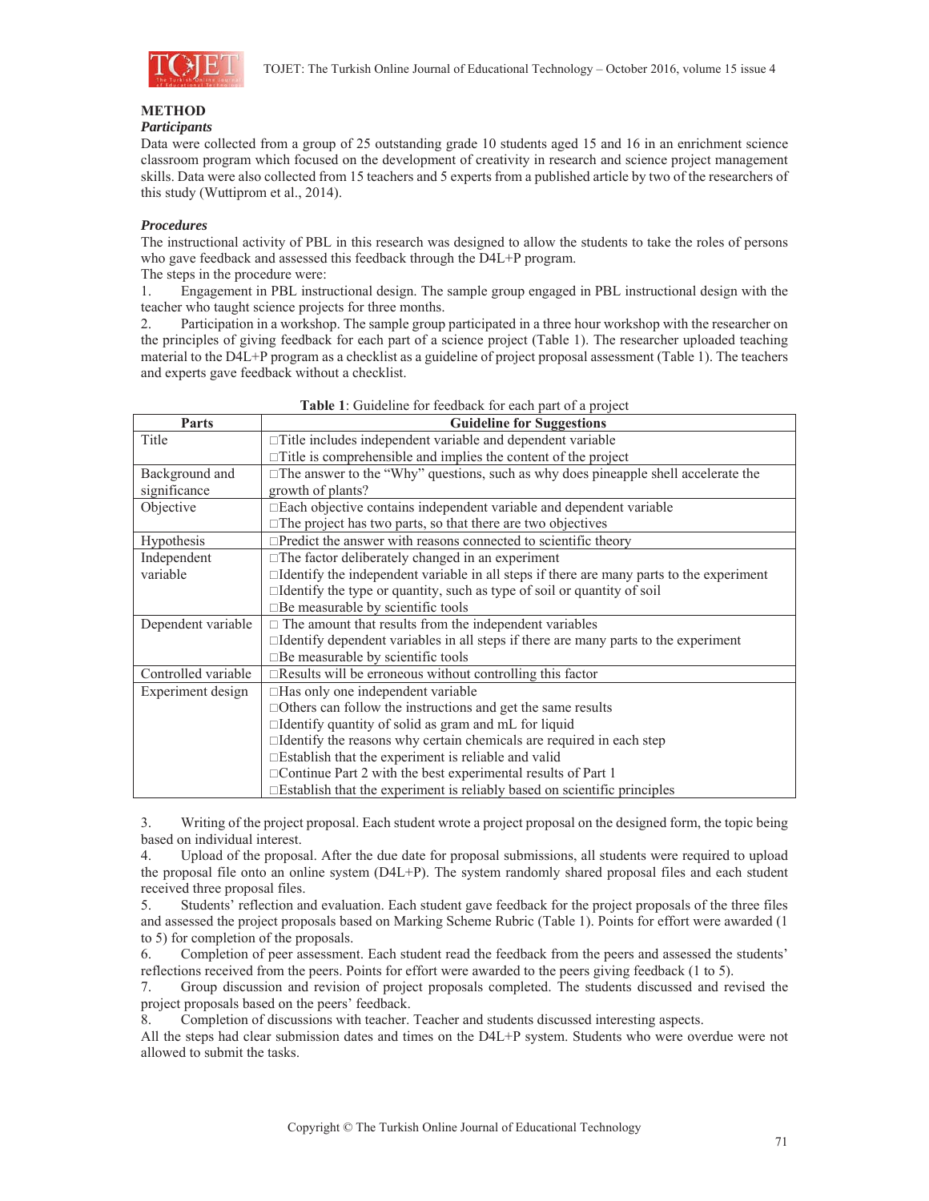## METHOD

### *Participants*

Data were collected from a group of 25 outstanding grade 10 students aged 15 and 16 in an enrichment science classroom program which focused on the development of creativity in research and science project management skills. Data were also collected from 15 teachers and 5 experts from a published article by two of the researchers of this study (Wuttiprom et al., 2014).

### *Procedures*

The instructional activity of PBL in this research was designed to allow the students to take the roles of persons who gave feedback and assessed this feedback through the D4L+P program.

The steps in the procedure were:

1. Engagement in PBL instructional design. The sample group engaged in PBL instructional design with the teacher who taught science projects for three months.
2. Participation in a workshop. The sample group participated in a three hour workshop with the researcher on the principles of giving feedback for each part of a science project (Table 1). The researcher uploaded teaching material to the D4L+P program as a checklist as a guideline of project proposal assessment (Table 1). The teachers and experts gave feedback without a checklist.

**Table 1**: Guideline for feedback for each part of a project

| Parts | Guideline for Suggestions |
|---|---|
| Title | □Title includes independent variable and dependent variable<br>□Title is comprehensible and implies the content of the project |
| Background and significance | □The answer to the "Why" questions, such as why does pineapple shell accelerate the growth of plants? |
| Objective | □Each objective contains independent variable and dependent variable<br>□The project has two parts, so that there are two objectives |
| Hypothesis | □Predict the answer with reasons connected to scientific theory |
| Independent variable | □The factor deliberately changed in an experiment<br>□Identify the independent variable in all steps if there are many parts to the experiment<br>□Identify the type or quantity, such as type of soil or quantity of soil<br>□Be measurable by scientific tools |
| Dependent variable | □ The amount that results from the independent variables<br>□Identify dependent variables in all steps if there are many parts to the experiment<br>□Be measurable by scientific tools |
| Controlled variable | □Results will be erroneous without controlling this factor |
| Experiment design | □Has only one independent variable<br>□Others can follow the instructions and get the same results<br>□Identify quantity of solid as gram and mL for liquid<br>□Identify the reasons why certain chemicals are required in each step<br>□Establish that the experiment is reliable and valid<br>□Continue Part 2 with the best experimental results of Part 1<br>□Establish that the experiment is reliably based on scientific principles |

3. Writing of the project proposal. Each student wrote a project proposal on the designed form, the topic being based on individual interest.
4. Upload of the proposal. After the due date for proposal submissions, all students were required to upload the proposal file onto an online system (D4L+P). The system randomly shared proposal files and each student received three proposal files.
5. Students' reflection and evaluation. Each student gave feedback for the project proposals of the three files and assessed the project proposals based on Marking Scheme Rubric (Table 1). Points for effort were awarded (1 to 5) for completion of the proposals.
6. Completion of peer assessment. Each student read the feedback from the peers and assessed the students' reflections received from the peers. Points for effort were awarded to the peers giving feedback (1 to 5).
7. Group discussion and revision of project proposals completed. The students discussed and revised the project proposals based on the peers' feedback.
8. Completion of discussions with teacher. Teacher and students discussed interesting aspects.

All the steps had clear submission dates and times on the D4L+P system. Students who were overdue were not allowed to submit the tasks.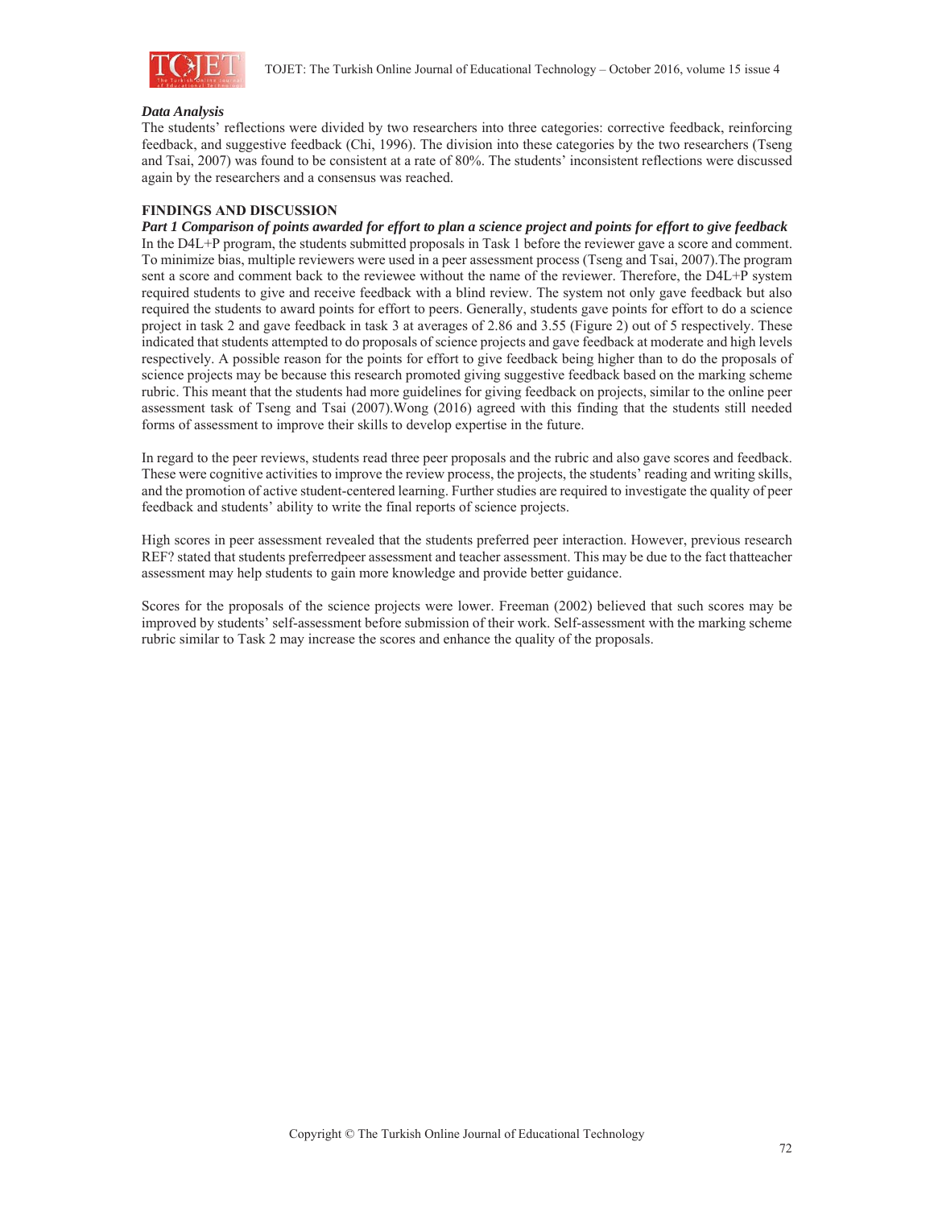### *Data Analysis*

The students' reflections were divided by two researchers into three categories: corrective feedback, reinforcing feedback, and suggestive feedback (Chi, 1996). The division into these categories by the two researchers (Tseng and Tsai, 2007) was found to be consistent at a rate of 80%. The students' inconsistent reflections were discussed again by the researchers and a consensus was reached.

## FINDINGS AND DISCUSSION

### *Part 1 Comparison of points awarded for effort to plan a science project and points for effort to give feedback*

In the D4L+P program, the students submitted proposals in Task 1 before the reviewer gave a score and comment. To minimize bias, multiple reviewers were used in a peer assessment process (Tseng and Tsai, 2007).The program sent a score and comment back to the reviewee without the name of the reviewer. Therefore, the D4L+P system required students to give and receive feedback with a blind review. The system not only gave feedback but also required the students to award points for effort to peers. Generally, students gave points for effort to do a science project in task 2 and gave feedback in task 3 at averages of 2.86 and 3.55 (Figure 2) out of 5 respectively. These indicated that students attempted to do proposals of science projects and gave feedback at moderate and high levels respectively. A possible reason for the points for effort to give feedback being higher than to do the proposals of science projects may be because this research promoted giving suggestive feedback based on the marking scheme rubric. This meant that the students had more guidelines for giving feedback on projects, similar to the online peer assessment task of Tseng and Tsai (2007).Wong (2016) agreed with this finding that the students still needed forms of assessment to improve their skills to develop expertise in the future.

In regard to the peer reviews, students read three peer proposals and the rubric and also gave scores and feedback. These were cognitive activities to improve the review process, the projects, the students' reading and writing skills, and the promotion of active student-centered learning. Further studies are required to investigate the quality of peer feedback and students' ability to write the final reports of science projects.

High scores in peer assessment revealed that the students preferred peer interaction. However, previous research REF? stated that students preferredpeer assessment and teacher assessment. This may be due to the fact thatteacher assessment may help students to gain more knowledge and provide better guidance.

Scores for the proposals of the science projects were lower. Freeman (2002) believed that such scores may be improved by students' self-assessment before submission of their work. Self-assessment with the marking scheme rubric similar to Task 2 may increase the scores and enhance the quality of the proposals.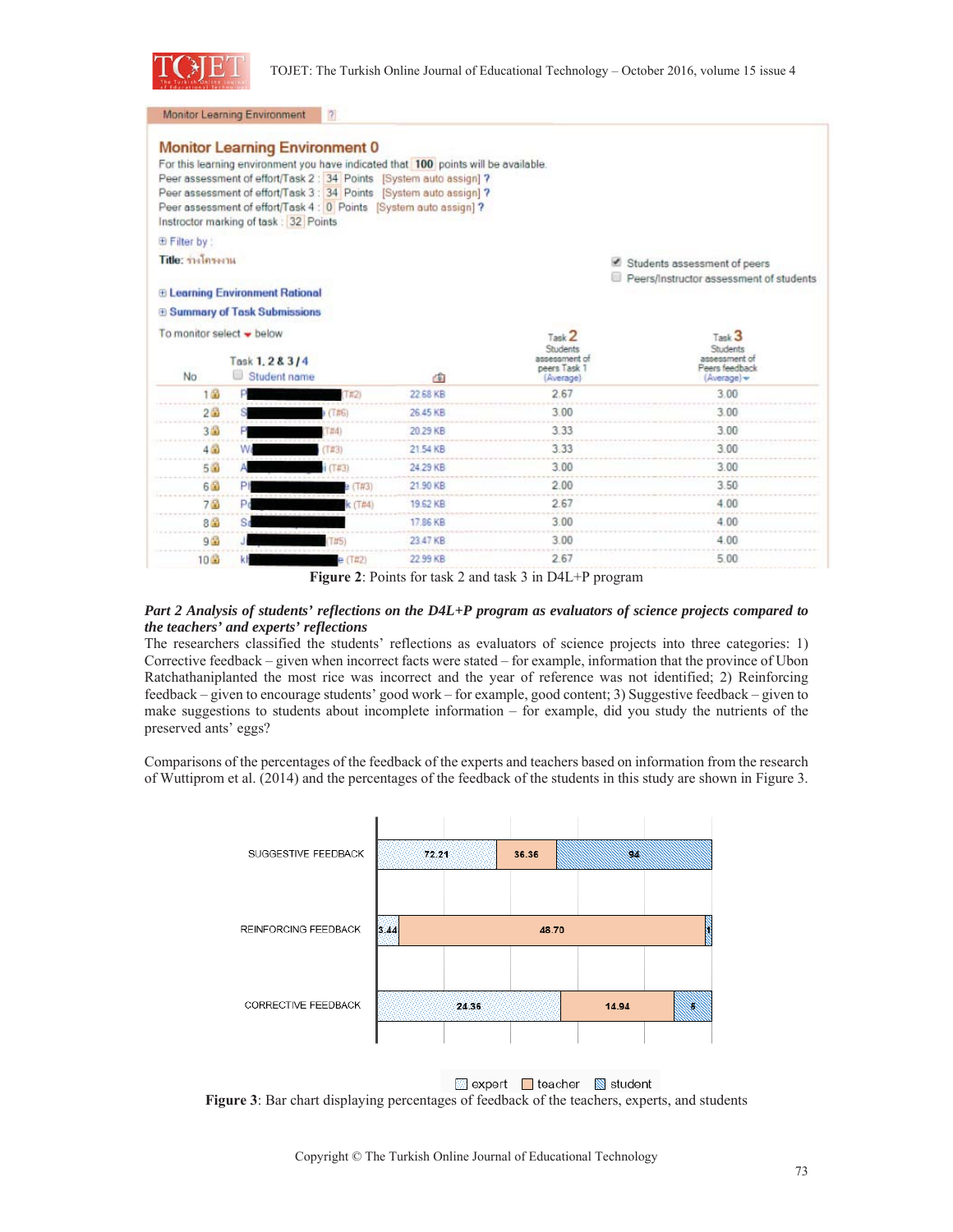**Monitor Learning Environment**

## Monitor Learning Environment 0

For this learning environment you have indicated that 100 points will be available.
Peer assessment of effort/Task 2 : 34 Points [System auto assign] ?
Peer assessment of effort/Task 3 : 34 Points [System auto assign] ?
Peer assessment of effort/Task 4 : 0 Points [System auto assign] ?
Instructor marking of task : 32 Points

⊕ Filter by :

**Title:** ร่างโครงงาน

☑ Students assessment of peers
☐ Peers/Instructor assessment of students

⊕ Learning Environment Rational
⊕ Summary of Task Submissions

To monitor select ▾ below

| No | Task 1, 2 & 3 / 4 Student name | | Task 2 Students assessment of peers Task 1 (Average) | Task 3 Students assessment of Peers feedback (Average) |
|---|---|---|---|---|
| 1 | P████ (T#2) | 22.68 KB | 2.67 | 3.00 |
| 2 | S████ (T#6) | 26.45 KB | 3.00 | 3.00 |
| 3 | P████ (T#4) | 20.29 KB | 3.33 | 3.00 |
| 4 | W████ (T#3) | 21.54 KB | 3.33 | 3.00 |
| 5 | A████ (T#3) | 24.29 KB | 3.00 | 3.00 |
| 6 | P████ (T#3) | 21.90 KB | 2.00 | 3.50 |
| 7 | P████ (T#4) | 19.62 KB | 2.67 | 4.00 |
| 8 | S████ | 17.86 KB | 3.00 | 4.00 |
| 9 | J████ (T#5) | 23.47 KB | 3.00 | 4.00 |
| 10 | k████ (T#2) | 22.99 KB | 2.67 | 5.00 |

**Figure 2**: Points for task 2 and task 3 in D4L+P program

***Part 2 Analysis of students' reflections on the D4L+P program as evaluators of science projects compared to the teachers' and experts' reflections***

The researchers classified the students' reflections as evaluators of science projects into three categories: 1) Corrective feedback – given when incorrect facts were stated – for example, information that the province of Ubon Ratchathaniplanted the most rice was incorrect and the year of reference was not identified; 2) Reinforcing feedback – given to encourage students' good work – for example, good content; 3) Suggestive feedback – given to make suggestions to students about incomplete information – for example, did you study the nutrients of the preserved ants' eggs?

Comparisons of the percentages of the feedback of the experts and teachers based on information from the research of Wuttiprom et al. (2014) and the percentages of the feedback of the students in this study are shown in Figure 3.

| | expert | teacher | student |
|---|---|---|---|
| SUGGESTIVE FEEDBACK | 72.21 | 36.36 | 94 |
| REINFORCING FEEDBACK | 3.44 | 48.70 | 1 |
| CORRECTIVE FEEDBACK | 24.36 | 14.94 | 5 |

**Figure 3**: Bar chart displaying percentages of feedback of the teachers, experts, and students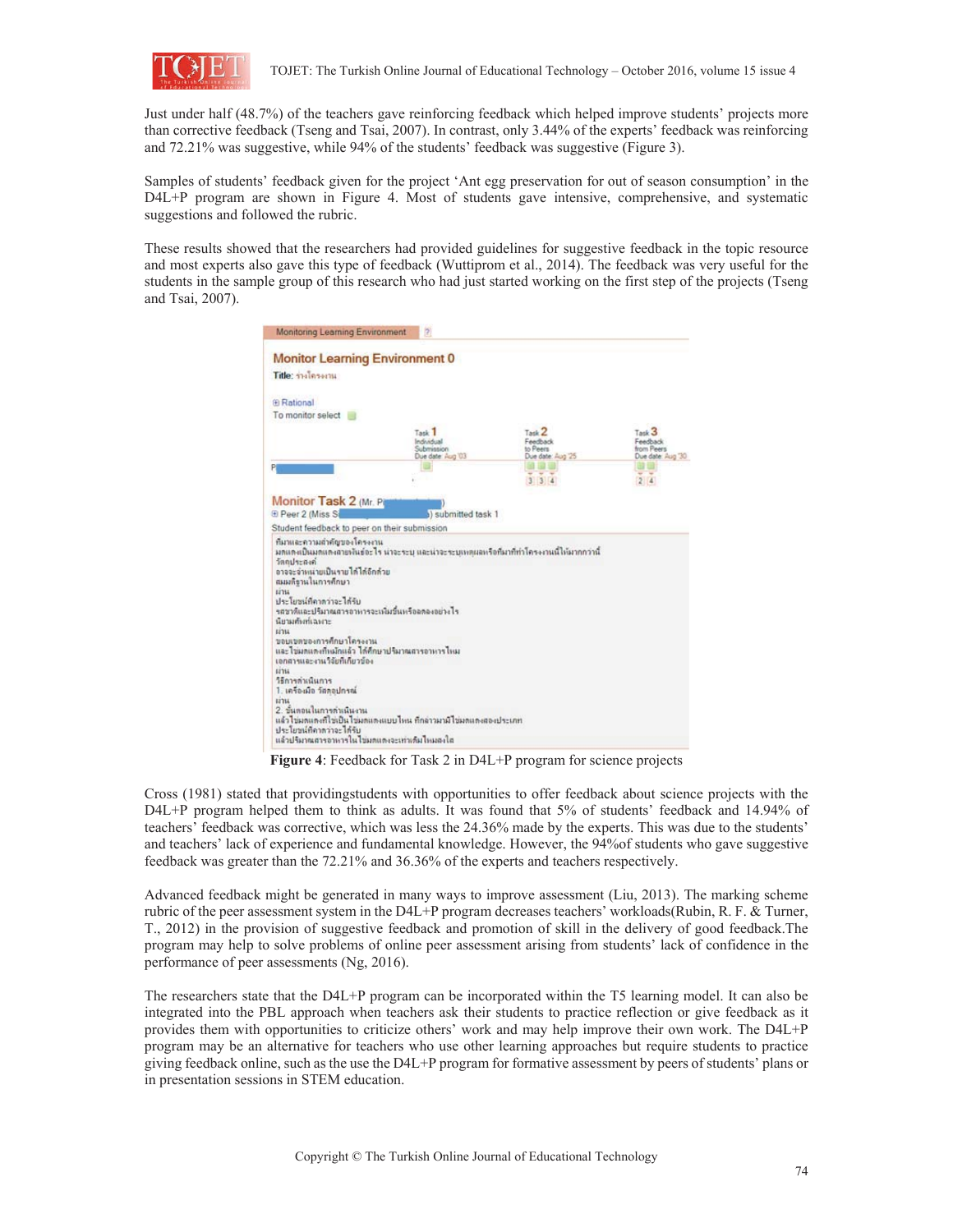Just under half (48.7%) of the teachers gave reinforcing feedback which helped improve students' projects more than corrective feedback (Tseng and Tsai, 2007). In contrast, only 3.44% of the experts' feedback was reinforcing and 72.21% was suggestive, while 94% of the students' feedback was suggestive (Figure 3).

Samples of students' feedback given for the project 'Ant egg preservation for out of season consumption' in the D4L+P program are shown in Figure 4. Most of students gave intensive, comprehensive, and systematic suggestions and followed the rubric.

These results showed that the researchers had provided guidelines for suggestive feedback in the topic resource and most experts also gave this type of feedback (Wuttiprom et al., 2014). The feedback was very useful for the students in the sample group of this research who had just started working on the first step of the projects (Tseng and Tsai, 2007).

**Figure 4**: Feedback for Task 2 in D4L+P program for science projects

Cross (1981) stated that providingstudents with opportunities to offer feedback about science projects with the D4L+P program helped them to think as adults. It was found that 5% of students' feedback and 14.94% of teachers' feedback was corrective, which was less the 24.36% made by the experts. This was due to the students' and teachers' lack of experience and fundamental knowledge. However, the 94%of students who gave suggestive feedback was greater than the 72.21% and 36.36% of the experts and teachers respectively.

Advanced feedback might be generated in many ways to improve assessment (Liu, 2013). The marking scheme rubric of the peer assessment system in the D4L+P program decreases teachers' workloads(Rubin, R. F. & Turner, T., 2012) in the provision of suggestive feedback and promotion of skill in the delivery of good feedback.The program may help to solve problems of online peer assessment arising from students' lack of confidence in the performance of peer assessments (Ng, 2016).

The researchers state that the D4L+P program can be incorporated within the T5 learning model. It can also be integrated into the PBL approach when teachers ask their students to practice reflection or give feedback as it provides them with opportunities to criticize others' work and may help improve their own work. The D4L+P program may be an alternative for teachers who use other learning approaches but require students to practice giving feedback online, such as the use the D4L+P program for formative assessment by peers of students' plans or in presentation sessions in STEM education.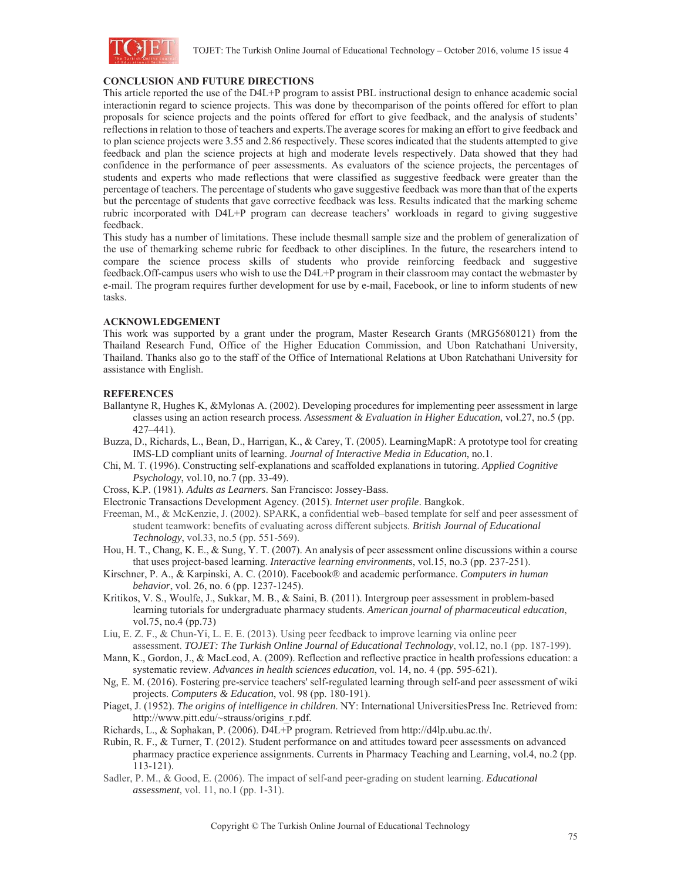## CONCLUSION AND FUTURE DIRECTIONS

This article reported the use of the D4L+P program to assist PBL instructional design to enhance academic social interactionin regard to science projects. This was done by thecomparison of the points offered for effort to plan proposals for science projects and the points offered for effort to give feedback, and the analysis of students' reflections in relation to those of teachers and experts.The average scores for making an effort to give feedback and to plan science projects were 3.55 and 2.86 respectively. These scores indicated that the students attempted to give feedback and plan the science projects at high and moderate levels respectively. Data showed that they had confidence in the performance of peer assessments. As evaluators of the science projects, the percentages of students and experts who made reflections that were classified as suggestive feedback were greater than the percentage of teachers. The percentage of students who gave suggestive feedback was more than that of the experts but the percentage of students that gave corrective feedback was less. Results indicated that the marking scheme rubric incorporated with D4L+P program can decrease teachers' workloads in regard to giving suggestive feedback.

This study has a number of limitations. These include thesmall sample size and the problem of generalization of the use of themarking scheme rubric for feedback to other disciplines. In the future, the researchers intend to compare the science process skills of students who provide reinforcing feedback and suggestive feedback.Off-campus users who wish to use the D4L+P program in their classroom may contact the webmaster by e-mail. The program requires further development for use by e-mail, Facebook, or line to inform students of new tasks.

## ACKNOWLEDGEMENT

This work was supported by a grant under the program, Master Research Grants (MRG5680121) from the Thailand Research Fund, Office of the Higher Education Commission, and Ubon Ratchathani University, Thailand. Thanks also go to the staff of the Office of International Relations at Ubon Ratchathani University for assistance with English.

## REFERENCES

Ballantyne R, Hughes K, &Mylonas A. (2002). Developing procedures for implementing peer assessment in large classes using an action research process. *Assessment & Evaluation in Higher Education*, vol.27, no.5 (pp. 427–441).

Buzza, D., Richards, L., Bean, D., Harrigan, K., & Carey, T. (2005). LearningMapR: A prototype tool for creating IMS-LD compliant units of learning. *Journal of Interactive Media in Education*, no.1.

Chi, M. T. (1996). Constructing self-explanations and scaffolded explanations in tutoring. *Applied Cognitive Psychology*, vol.10, no.7 (pp. 33-49).

Cross, K.P. (1981). *Adults as Learners*. San Francisco: Jossey-Bass.

Electronic Transactions Development Agency. (2015). *Internet user profile*. Bangkok.

Freeman, M., & McKenzie, J. (2002). SPARK, a confidential web–based template for self and peer assessment of student teamwork: benefits of evaluating across different subjects. *British Journal of Educational Technology*, vol.33, no.5 (pp. 551-569).

Hou, H. T., Chang, K. E., & Sung, Y. T. (2007). An analysis of peer assessment online discussions within a course that uses project-based learning. *Interactive learning environments*, vol.15, no.3 (pp. 237-251).

Kirschner, P. A., & Karpinski, A. C. (2010). Facebook® and academic performance. *Computers in human behavior*, vol. 26, no. 6 (pp. 1237-1245).

Kritikos, V. S., Woulfe, J., Sukkar, M. B., & Saini, B. (2011). Intergroup peer assessment in problem-based learning tutorials for undergraduate pharmacy students. *American journal of pharmaceutical education*, vol.75, no.4 (pp.73)

Liu, E. Z. F., & Chun-Yi, L. E. E. (2013). Using peer feedback to improve learning via online peer assessment. *TOJET: The Turkish Online Journal of Educational Technology*, vol.12, no.1 (pp. 187-199).

Mann, K., Gordon, J., & MacLeod, A. (2009). Reflection and reflective practice in health professions education: a systematic review. *Advances in health sciences education*, vol. 14, no. 4 (pp. 595-621).

Ng, E. M. (2016). Fostering pre-service teachers' self-regulated learning through self-and peer assessment of wiki projects. *Computers & Education*, vol. 98 (pp. 180-191).

Piaget, J. (1952). *The origins of intelligence in children*. NY: International UniversitiesPress Inc. Retrieved from: http://www.pitt.edu/~strauss/origins_r.pdf.

Richards, L., & Sophakan, P. (2006). D4L+P program. Retrieved from http://d4lp.ubu.ac.th/.

Rubin, R. F., & Turner, T. (2012). Student performance on and attitudes toward peer assessments on advanced pharmacy practice experience assignments. Currents in Pharmacy Teaching and Learning, vol.4, no.2 (pp. 113-121).

Sadler, P. M., & Good, E. (2006). The impact of self-and peer-grading on student learning. *Educational assessment*, vol. 11, no.1 (pp. 1-31).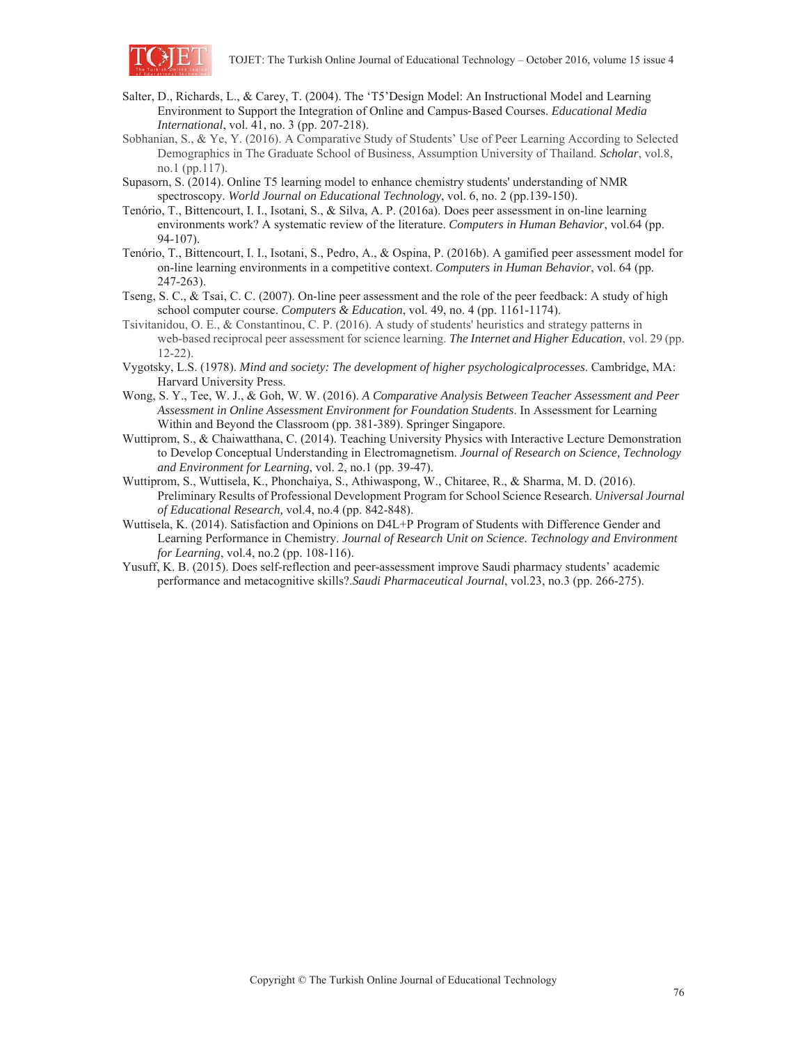Salter, D., Richards, L., & Carey, T. (2004). The 'T5'Design Model: An Instructional Model and Learning Environment to Support the Integration of Online and Campus-Based Courses. *Educational Media International*, vol. 41, no. 3 (pp. 207-218).

Sobhanian, S., & Ye, Y. (2016). A Comparative Study of Students' Use of Peer Learning According to Selected Demographics in The Graduate School of Business, Assumption University of Thailand. *Scholar*, vol.8, no.1 (pp.117).

Supasorn, S. (2014). Online T5 learning model to enhance chemistry students' understanding of NMR spectroscopy. *World Journal on Educational Technology*, vol. 6, no. 2 (pp.139-150).

Tenório, T., Bittencourt, I. I., Isotani, S., & Silva, A. P. (2016a). Does peer assessment in on-line learning environments work? A systematic review of the literature. *Computers in Human Behavior*, vol.64 (pp. 94-107).

Tenório, T., Bittencourt, I. I., Isotani, S., Pedro, A., & Ospina, P. (2016b). A gamified peer assessment model for on-line learning environments in a competitive context. *Computers in Human Behavior*, vol. 64 (pp. 247-263).

Tseng, S. C., & Tsai, C. C. (2007). On-line peer assessment and the role of the peer feedback: A study of high school computer course. *Computers & Education*, vol. 49, no. 4 (pp. 1161-1174).

Tsivitanidou, O. E., & Constantinou, C. P. (2016). A study of students' heuristics and strategy patterns in web-based reciprocal peer assessment for science learning. *The Internet and Higher Education*, vol. 29 (pp. 12-22).

Vygotsky, L.S. (1978). *Mind and society: The development of higher psychologicalprocesses*. Cambridge, MA: Harvard University Press.

Wong, S. Y., Tee, W. J., & Goh, W. W. (2016). *A Comparative Analysis Between Teacher Assessment and Peer Assessment in Online Assessment Environment for Foundation Students*. In Assessment for Learning Within and Beyond the Classroom (pp. 381-389). Springer Singapore.

Wuttiprom, S., & Chaiwatthana, C. (2014). Teaching University Physics with Interactive Lecture Demonstration to Develop Conceptual Understanding in Electromagnetism. *Journal of Research on Science, Technology and Environment for Learning*, vol. 2, no.1 (pp. 39-47).

Wuttiprom, S., Wuttisela, K., Phonchaiya, S., Athiwaspong, W., Chitaree, R., & Sharma, M. D. (2016). Preliminary Results of Professional Development Program for School Science Research. *Universal Journal of Educational Research,* vol.4, no.4 (pp. 842-848).

Wuttisela, K. (2014). Satisfaction and Opinions on D4L+P Program of Students with Difference Gender and Learning Performance in Chemistry. *Journal of Research Unit on Science. Technology and Environment for Learning*, vol.4, no.2 (pp. 108-116).

Yusuff, K. B. (2015). Does self-reflection and peer-assessment improve Saudi pharmacy students' academic performance and metacognitive skills?.*Saudi Pharmaceutical Journal*, vol.23, no.3 (pp. 266-275).